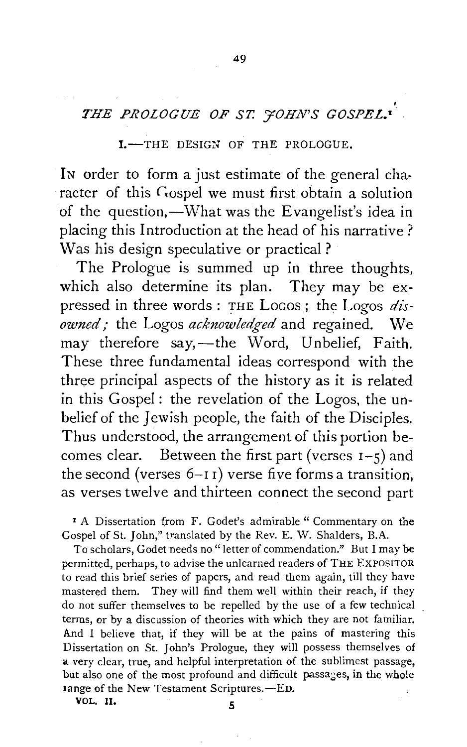# *THE PROLOGUE OF ST. JOHN'S GOSPEL.*[1]

## I.—THE DESIGN OF THE PROLOGUE.

IN order to form a just estimate of the general character of this Gospel we must first obtain a solution of the question,—What was the Evangelist's idea in placing this Introduction at the head of his narrative? Was his design speculative or practical?

The Prologue is summed up in three thoughts, which also determine its plan. They may be expressed in three words: THE LOGOS; the Logos *disowned;* the Logos *acknowledged* and regained. We may therefore say,—the Word, Unbelief, Faith. These three fundamental ideas correspond with the three principal aspects of the history as it is related in this Gospel: the revelation of the Logos, the unbelief of the Jewish people, the faith of the Disciples. Thus understood, the arrangement of this portion becomes clear. Between the first part (verses 1–5) and the second (verses 6–11) verse five forms a transition, as verses twelve and thirteen connect the second part

[1] A Dissertation from F. Godet's admirable "Commentary on the Gospel of St. John," translated by the Rev. E. W. Shalders, B.A.

To scholars, Godet needs no "letter of commendation." But I may be permitted, perhaps, to advise the unlearned readers of THE EXPOSITOR to read this brief series of papers, and read them again, till they have mastered them. They will find them well within their reach, if they do not suffer themselves to be repelled by the use of a few technical terms, or by a discussion of theories with which they are not familiar. And I believe that, if they will be at the pains of mastering this Dissertation on St. John's Prologue, they will possess themselves of a very clear, true, and helpful interpretation of the sublimest passage, but also one of the most profound and difficult passages, in the whole range of the New Testament Scriptures.—ED.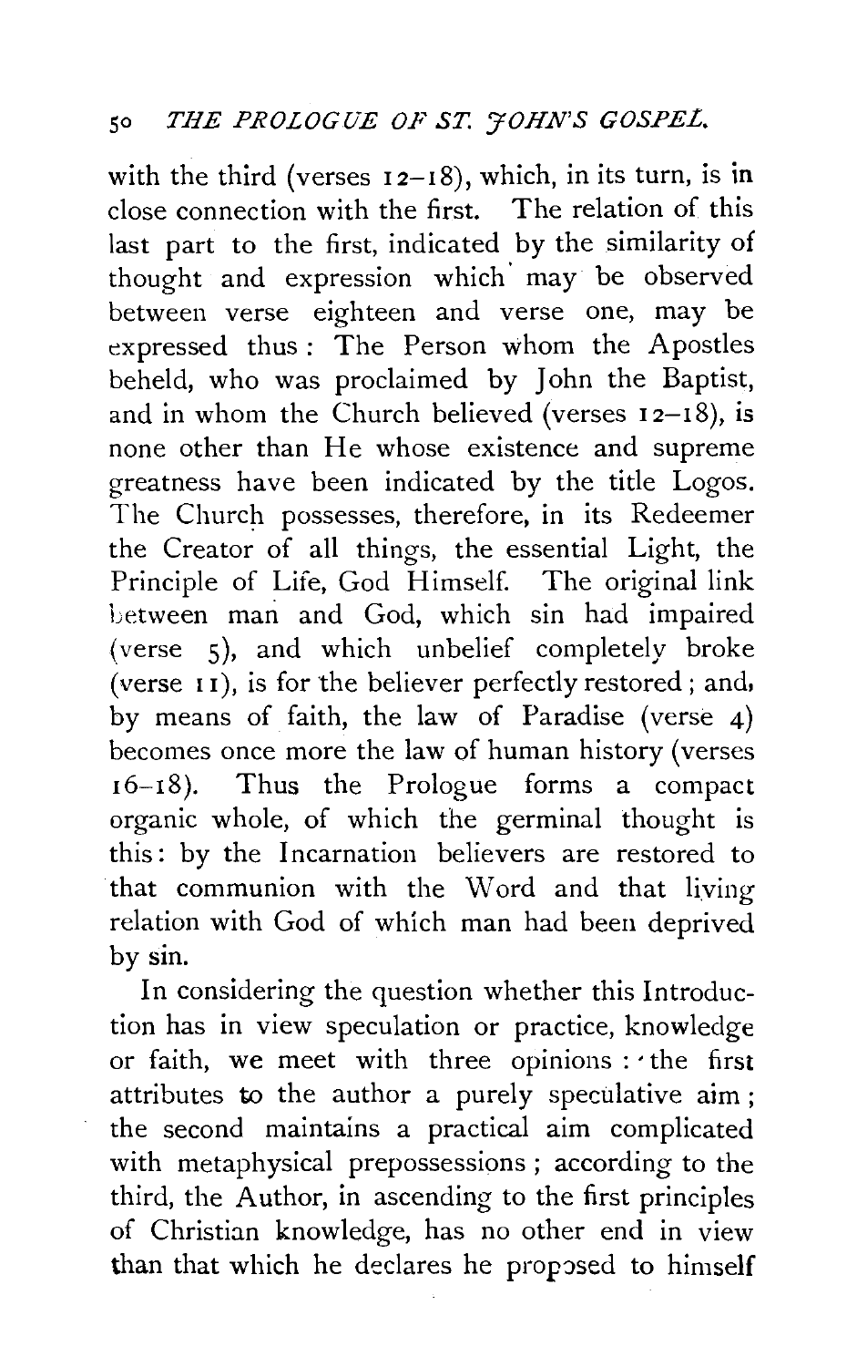with the third (verses 12–18), which, in its turn, is in close connection with the first. The relation of this last part to the first, indicated by the similarity of thought and expression which may be observed between verse eighteen and verse one, may be expressed thus: The Person whom the Apostles beheld, who was proclaimed by John the Baptist, and in whom the Church believed (verses 12–18), is none other than He whose existence and supreme greatness have been indicated by the title Logos. The Church possesses, therefore, in its Redeemer the Creator of all things, the essential Light, the Principle of Life, God Himself. The original link between man and God, which sin had impaired (verse 5), and which unbelief completely broke (verse 11), is for the believer perfectly restored; and, by means of faith, the law of Paradise (verse 4) becomes once more the law of human history (verses 16–18). Thus the Prologue forms a compact organic whole, of which the germinal thought is this: by the Incarnation believers are restored to that communion with the Word and that living relation with God of which man had been deprived by sin.

In considering the question whether this Introduction has in view speculation or practice, knowledge or faith, we meet with three opinions: the first attributes to the author a purely speculative aim; the second maintains a practical aim complicated with metaphysical prepossessions; according to the third, the Author, in ascending to the first principles of Christian knowledge, has no other end in view than that which he declares he proposed to himself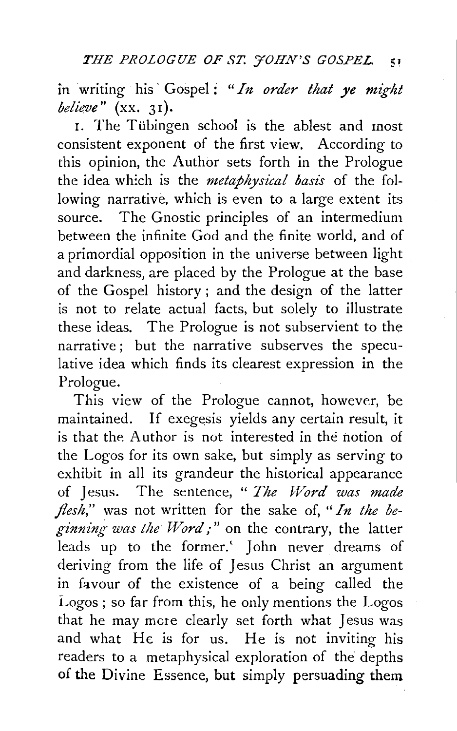in writing his Gospel: "*In order that ye might believe*" (xx. 31).

1. The Tübingen school is the ablest and most consistent exponent of the first view. According to this opinion, the Author sets forth in the Prologue the idea which is the *metaphysical basis* of the following narrative, which is even to a large extent its source. The Gnostic principles of an intermedium between the infinite God and the finite world, and of a primordial opposition in the universe between light and darkness, are placed by the Prologue at the base of the Gospel history; and the design of the latter is not to relate actual facts, but solely to illustrate these ideas. The Prologue is not subservient to the narrative; but the narrative subserves the speculative idea which finds its clearest expression in the Prologue.

This view of the Prologue cannot, however, be maintained. If exegesis yields any certain result, it is that the Author is not interested in the notion of the Logos for its own sake, but simply as serving to exhibit in all its grandeur the historical appearance of Jesus. The sentence, "*The Word was made flesh,*" was not written for the sake of, "*In the beginning was the Word;*" on the contrary, the latter leads up to the former.' John never dreams of deriving from the life of Jesus Christ an argument in favour of the existence of a being called the Logos; so far from this, he only mentions the Logos that he may more clearly set forth what Jesus was and what He is for us. He is not inviting his readers to a metaphysical exploration of the depths of the Divine Essence, but simply persuading them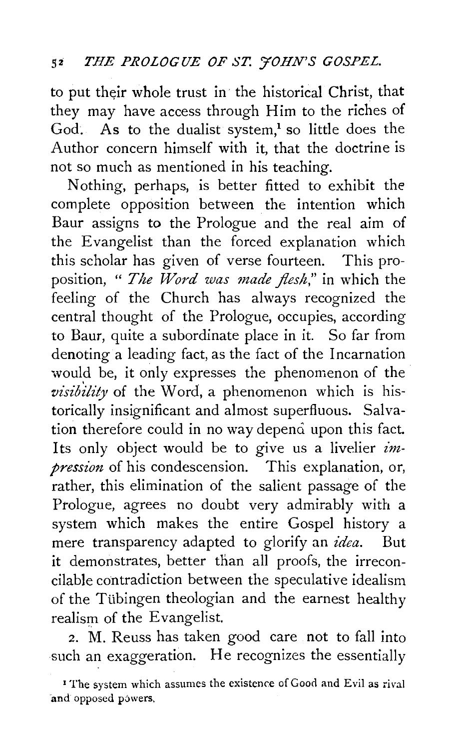to put their whole trust in the historical Christ, that they may have access through Him to the riches of God. As to the dualist system,[1] so little does the Author concern himself with it, that the doctrine is not so much as mentioned in his teaching.

Nothing, perhaps, is better fitted to exhibit the complete opposition between the intention which Baur assigns to the Prologue and the real aim of the Evangelist than the forced explanation which this scholar has given of verse fourteen. This proposition, "*The Word was made flesh*," in which the feeling of the Church has always recognized the central thought of the Prologue, occupies, according to Baur, quite a subordinate place in it. So far from denoting a leading fact, as the fact of the Incarnation would be, it only expresses the phenomenon of the *visibility* of the Word, a phenomenon which is historically insignificant and almost superfluous. Salvation therefore could in no way depend upon this fact. Its only object would be to give us a livelier *impression* of his condescension. This explanation, or, rather, this elimination of the salient passage of the Prologue, agrees no doubt very admirably with a system which makes the entire Gospel history a mere transparency adapted to glorify an *idea*. But it demonstrates, better than all proofs, the irreconcilable contradiction between the speculative idealism of the Tübingen theologian and the earnest healthy realism of the Evangelist.

2. M. Reuss has taken good care not to fall into such an exaggeration. He recognizes the essentially

[1] The system which assumes the existence of Good and Evil as rival and opposed powers.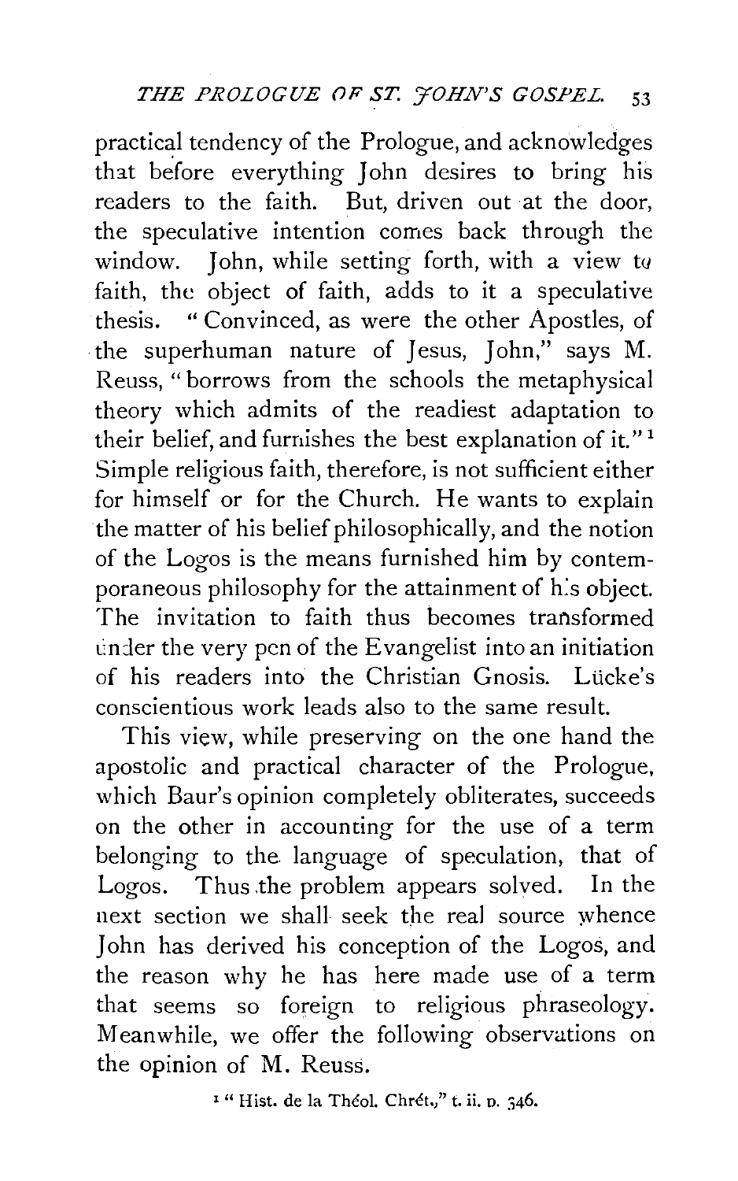practical tendency of the Prologue, and acknowledges that before everything John desires to bring his readers to the faith. But, driven out at the door, the speculative intention comes back through the window. John, while setting forth, with a view to faith, the object of faith, adds to it a speculative thesis. "Convinced, as were the other Apostles, of the superhuman nature of Jesus, John," says M. Reuss, "borrows from the schools the metaphysical theory which admits of the readiest adaptation to their belief, and furnishes the best explanation of it."[1] Simple religious faith, therefore, is not sufficient either for himself or for the Church. He wants to explain the matter of his belief philosophically, and the notion of the Logos is the means furnished him by contemporaneous philosophy for the attainment of his object. The invitation to faith thus becomes transformed under the very pen of the Evangelist into an initiation of his readers into the Christian Gnosis. Lücke's conscientious work leads also to the same result.

This view, while preserving on the one hand the apostolic and practical character of the Prologue, which Baur's opinion completely obliterates, succeeds on the other in accounting for the use of a term belonging to the language of speculation, that of Logos. Thus the problem appears solved. In the next section we shall seek the real source whence John has derived his conception of the Logos, and the reason why he has here made use of a term that seems so foreign to religious phraseology. Meanwhile, we offer the following observations on the opinion of M. Reuss.

[1] "Hist. de la Théol. Chrét.," t. ii. p. 346.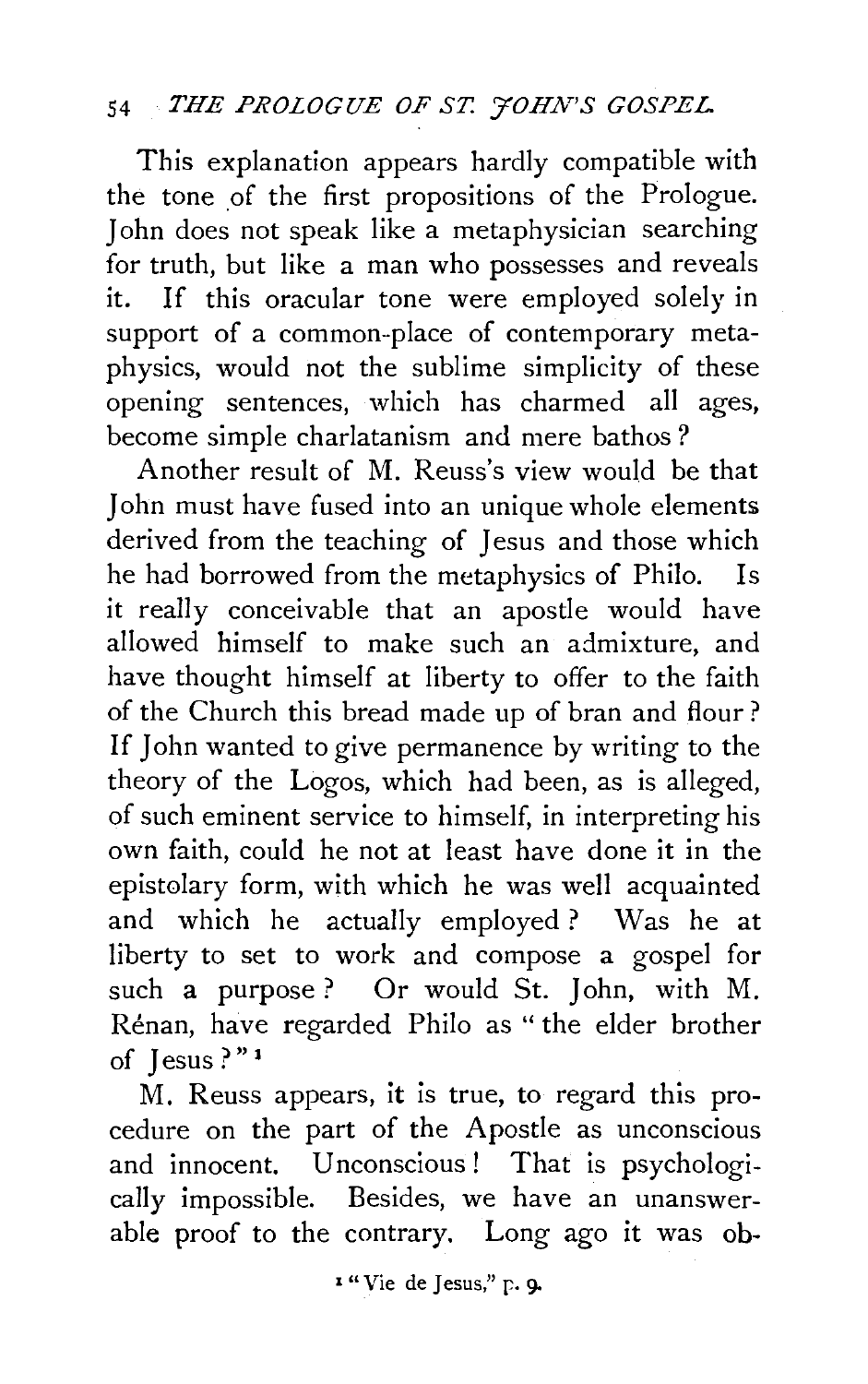This explanation appears hardly compatible with the tone of the first propositions of the Prologue. John does not speak like a metaphysician searching for truth, but like a man who possesses and reveals it. If this oracular tone were employed solely in support of a common-place of contemporary metaphysics, would not the sublime simplicity of these opening sentences, which has charmed all ages, become simple charlatanism and mere bathos?

Another result of M. Reuss's view would be that John must have fused into an unique whole elements derived from the teaching of Jesus and those which he had borrowed from the metaphysics of Philo. Is it really conceivable that an apostle would have allowed himself to make such an admixture, and have thought himself at liberty to offer to the faith of the Church this bread made up of bran and flour? If John wanted to give permanence by writing to the theory of the Logos, which had been, as is alleged, of such eminent service to himself, in interpreting his own faith, could he not at least have done it in the epistolary form, with which he was well acquainted and which he actually employed? Was he at liberty to set to work and compose a gospel for such a purpose? Or would St. John, with M. Rénan, have regarded Philo as "the elder brother of Jesus?"[1]

M. Reuss appears, it is true, to regard this procedure on the part of the Apostle as unconscious and innocent. Unconscious! That is psychologically impossible. Besides, we have an unanswerable proof to the contrary. Long ago it was ob-

[1] "Vie de Jesus," p. 9.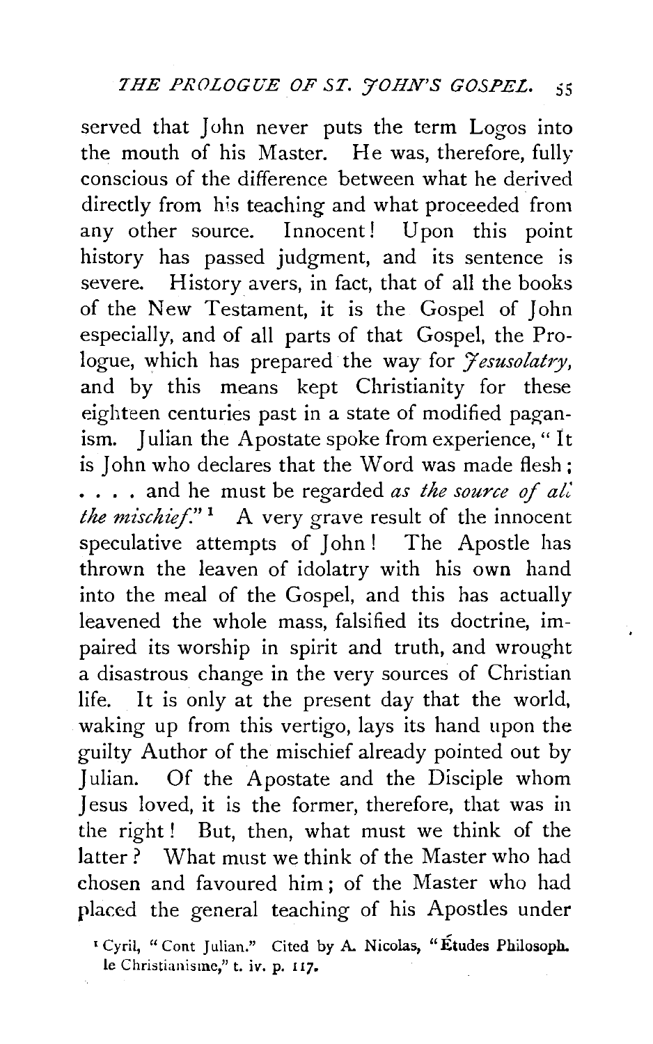served that John never puts the term Logos into the mouth of his Master. He was, therefore, fully conscious of the difference between what he derived directly from his teaching and what proceeded from any other source. Innocent! Upon this point history has passed judgment, and its sentence is severe. History avers, in fact, that of all the books of the New Testament, it is the Gospel of John especially, and of all parts of that Gospel, the Prologue, which has prepared the way for *Jesusolatry*, and by this means kept Christianity for these eighteen centuries past in a state of modified paganism. Julian the Apostate spoke from experience, "It is John who declares that the Word was made flesh; . . . . and he must be regarded *as the source of all the mischief*."[1] A very grave result of the innocent speculative attempts of John! The Apostle has thrown the leaven of idolatry with his own hand into the meal of the Gospel, and this has actually leavened the whole mass, falsified its doctrine, impaired its worship in spirit and truth, and wrought a disastrous change in the very sources of Christian life. It is only at the present day that the world, waking up from this vertigo, lays its hand upon the guilty Author of the mischief already pointed out by Julian. Of the Apostate and the Disciple whom Jesus loved, it is the former, therefore, that was in the right! But, then, what must we think of the latter? What must we think of the Master who had chosen and favoured him; of the Master who had placed the general teaching of his Apostles under

[1] Cyril, "Cont Julian." Cited by A. Nicolas, "Études Philosoph. le Christianisme," t. iv. p. 117.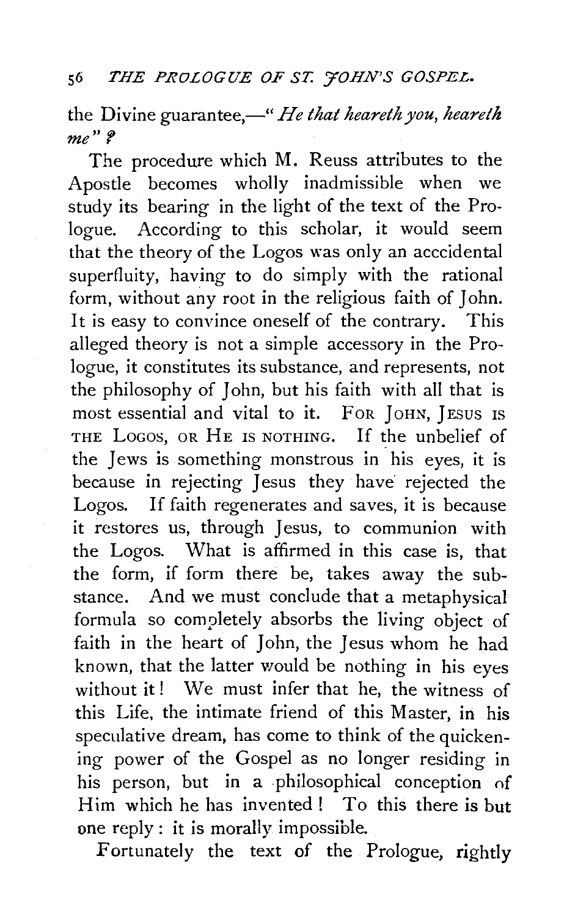the Divine guarantee,—"*He that heareth you, heareth me*"?

The procedure which M. Reuss attributes to the Apostle becomes wholly inadmissible when we study its bearing in the light of the text of the Prologue. According to this scholar, it would seem that the theory of the Logos was only an acccidental superfluity, having to do simply with the rational form, without any root in the religious faith of John. It is easy to convince oneself of the contrary. This alleged theory is not a simple accessory in the Prologue, it constitutes its substance, and represents, not the philosophy of John, but his faith with all that is most essential and vital to it. FOR JOHN, JESUS IS THE LOGOS, OR HE IS NOTHING. If the unbelief of the Jews is something monstrous in his eyes, it is because in rejecting Jesus they have rejected the Logos. If faith regenerates and saves, it is because it restores us, through Jesus, to communion with the Logos. What is affirmed in this case is, that the form, if form there be, takes away the substance. And we must conclude that a metaphysical formula so completely absorbs the living object of faith in the heart of John, the Jesus whom he had known, that the latter would be nothing in his eyes without it! We must infer that he, the witness of this Life, the intimate friend of this Master, in his speculative dream, has come to think of the quickening power of the Gospel as no longer residing in his person, but in a philosophical conception of Him which he has invented! To this there is but one reply: it is morally impossible.

Fortunately the text of the Prologue, rightly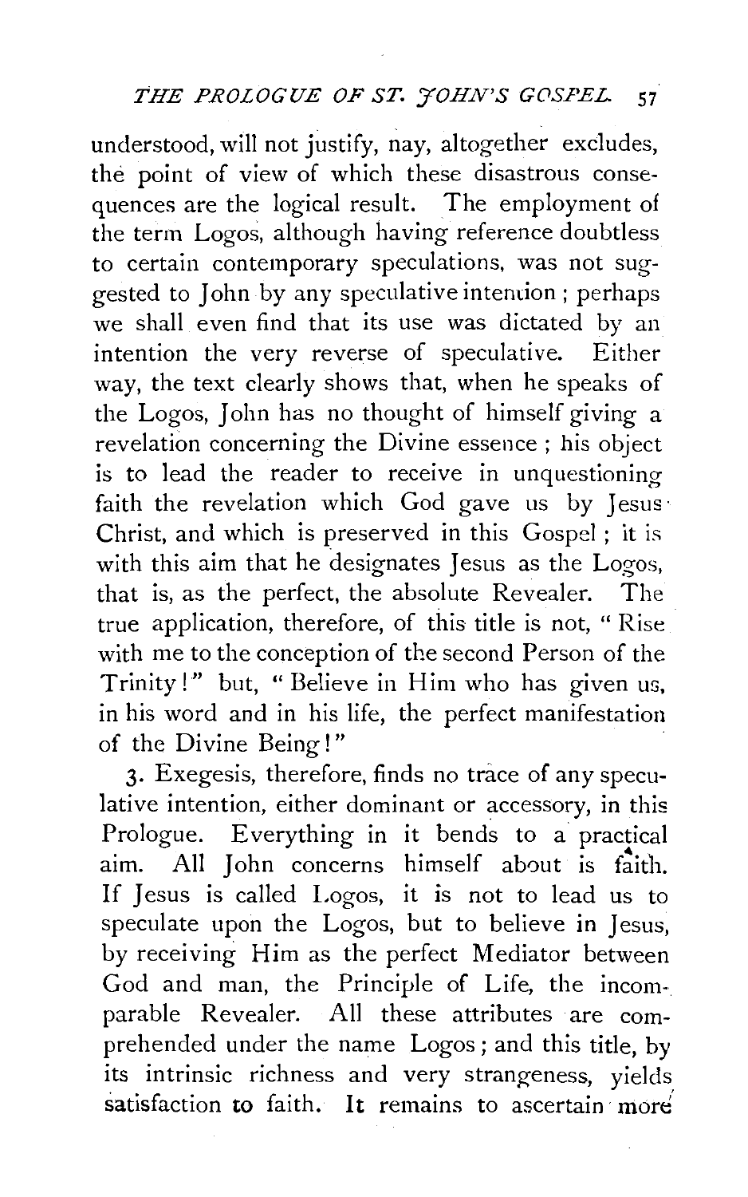understood, will not justify, nay, altogether excludes, the point of view of which these disastrous consequences are the logical result. The employment of the term Logos, although having reference doubtless to certain contemporary speculations, was not suggested to John by any speculative intention; perhaps we shall even find that its use was dictated by an intention the very reverse of speculative. Either way, the text clearly shows that, when he speaks of the Logos, John has no thought of himself giving a revelation concerning the Divine essence; his object is to lead the reader to receive in unquestioning faith the revelation which God gave us by Jesus Christ, and which is preserved in this Gospel; it is with this aim that he designates Jesus as the Logos, that is, as the perfect, the absolute Revealer. The true application, therefore, of this title is not, "Rise with me to the conception of the second Person of the Trinity!" but, "Believe in Him who has given us, in his word and in his life, the perfect manifestation of the Divine Being!"

3. Exegesis, therefore, finds no trace of any speculative intention, either dominant or accessory, in this Prologue. Everything in it bends to a practical aim. All John concerns himself about is faith. If Jesus is called Logos, it is not to lead us to speculate upon the Logos, but to believe in Jesus, by receiving Him as the perfect Mediator between God and man, the Principle of Life, the incomparable Revealer. All these attributes are comprehended under the name Logos; and this title, by its intrinsic richness and very strangeness, yields satisfaction to faith. It remains to ascertain more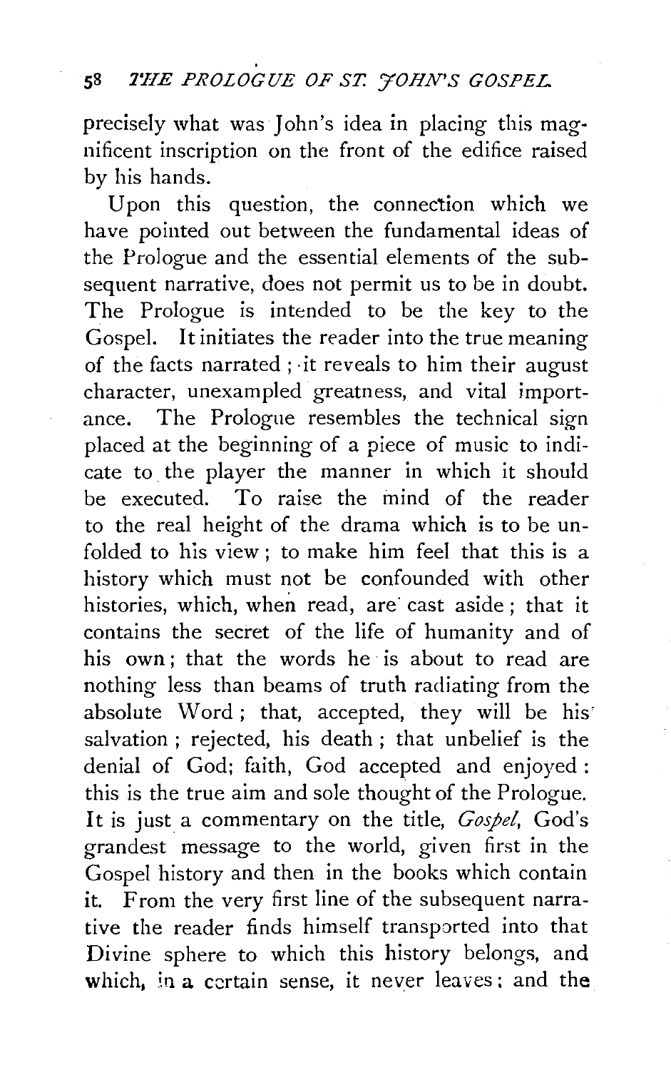precisely what was John's idea in placing this magnificent inscription on the front of the edifice raised by his hands.

Upon this question, the connection which we have pointed out between the fundamental ideas of the Prologue and the essential elements of the subsequent narrative, does not permit us to be in doubt. The Prologue is intended to be the key to the Gospel. It initiates the reader into the true meaning of the facts narrated; it reveals to him their august character, unexampled greatness, and vital importance. The Prologue resembles the technical sign placed at the beginning of a piece of music to indicate to the player the manner in which it should be executed. To raise the mind of the reader to the real height of the drama which is to be unfolded to his view; to make him feel that this is a history which must not be confounded with other histories, which, when read, are cast aside; that it contains the secret of the life of humanity and of his own; that the words he is about to read are nothing less than beams of truth radiating from the absolute Word; that, accepted, they will be his salvation; rejected, his death; that unbelief is the denial of God; faith, God accepted and enjoyed: this is the true aim and sole thought of the Prologue. It is just a commentary on the title, *Gospel*, God's grandest message to the world, given first in the Gospel history and then in the books which contain it. From the very first line of the subsequent narrative the reader finds himself transported into that Divine sphere to which this history belongs, and which, in a certain sense, it never leaves; and the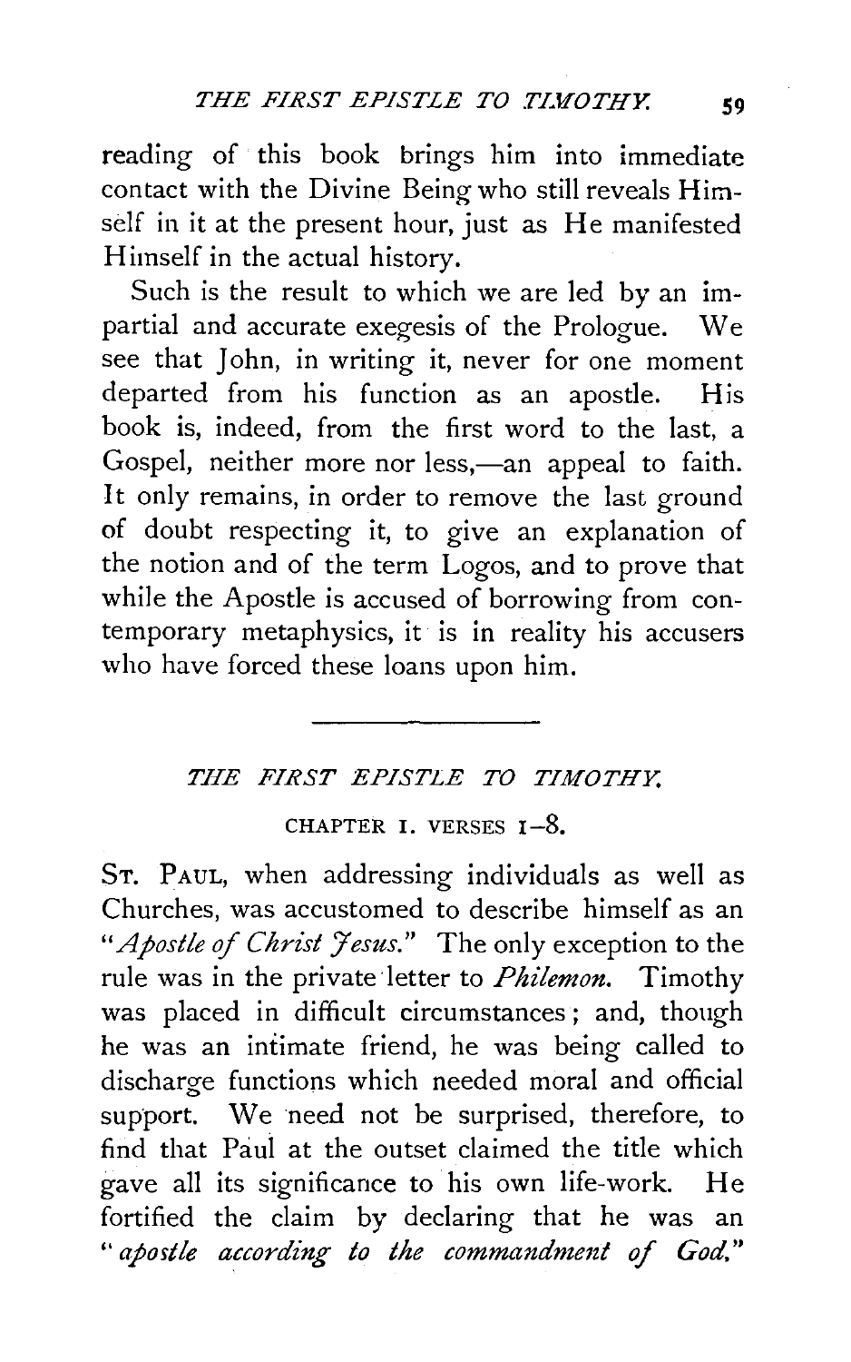reading of this book brings him into immediate contact with the Divine Being who still reveals Himself in it at the present hour, just as He manifested Himself in the actual history.

Such is the result to which we are led by an impartial and accurate exegesis of the Prologue. We see that John, in writing it, never for one moment departed from his function as an apostle. His book is, indeed, from the first word to the last, a Gospel, neither more nor less,—an appeal to faith. It only remains, in order to remove the last ground of doubt respecting it, to give an explanation of the notion and of the term Logos, and to prove that while the Apostle is accused of borrowing from contemporary metaphysics, it is in reality his accusers who have forced these loans upon him.

---

## *THE FIRST EPISTLE TO TIMOTHY.*

### CHAPTER I. VERSES 1–8.

ST. PAUL, when addressing individuals as well as Churches, was accustomed to describe himself as an "*Apostle of Christ Jesus.*" The only exception to the rule was in the private letter to *Philemon.* Timothy was placed in difficult circumstances; and, though he was an intimate friend, he was being called to discharge functions which needed moral and official support. We need not be surprised, therefore, to find that Paul at the outset claimed the title which gave all its significance to his own life-work. He fortified the claim by declaring that he was an "*apostle according to the commandment of God.*"